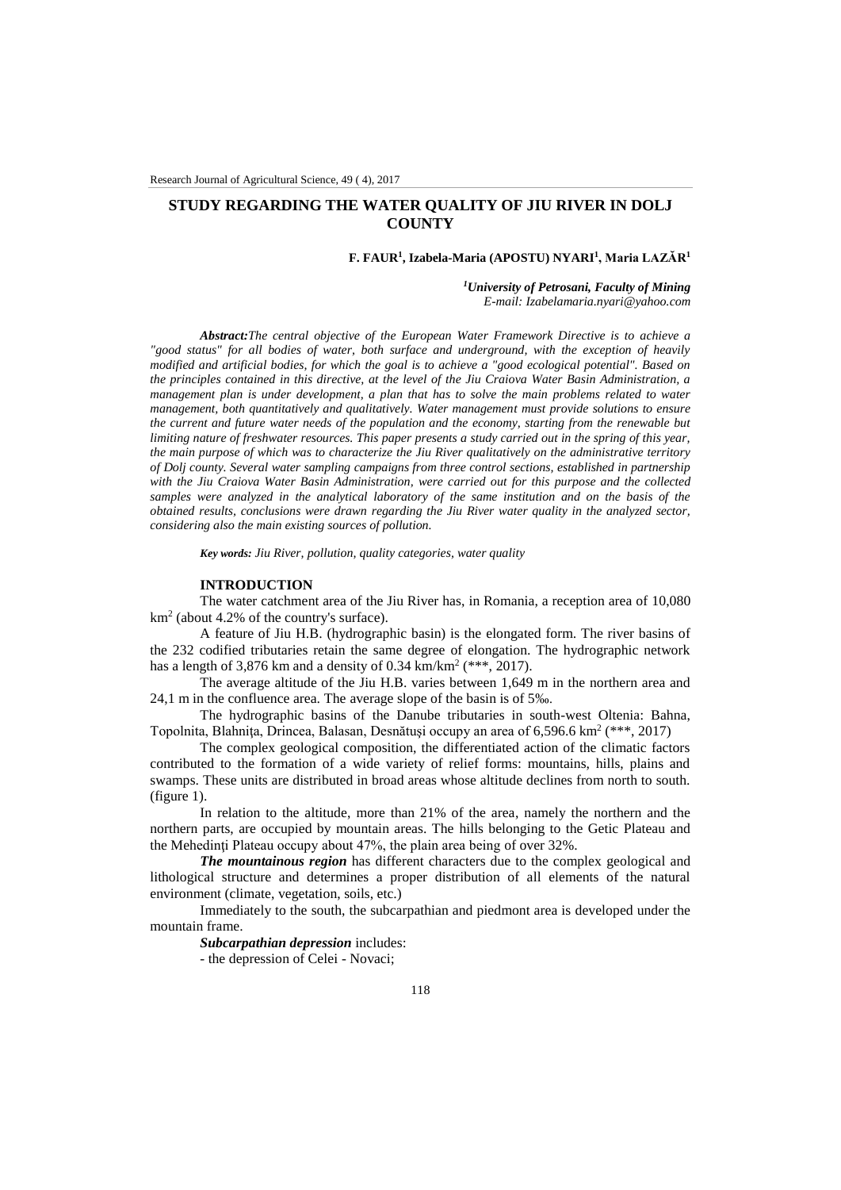# STUDY REGARDING THE WATER QUALITY OF JIU RIVER IN DOLJ COUNTY

**F. FAUR[1], Izabela-Maria (APOSTU) NYARI[1], Maria LAZĂR[1]**

*[1]University of Petrosani, Faculty of Mining*
*E-mail: Izabelamaria.nyari@yahoo.com*

***Abstract:****The central objective of the European Water Framework Directive is to achieve a "good status" for all bodies of water, both surface and underground, with the exception of heavily modified and artificial bodies, for which the goal is to achieve a "good ecological potential". Based on the principles contained in this directive, at the level of the Jiu Craiova Water Basin Administration, a management plan is under development, a plan that has to solve the main problems related to water management, both quantitatively and qualitatively. Water management must provide solutions to ensure the current and future water needs of the population and the economy, starting from the renewable but limiting nature of freshwater resources. This paper presents a study carried out in the spring of this year, the main purpose of which was to characterize the Jiu River qualitatively on the administrative territory of Dolj county. Several water sampling campaigns from three control sections, established in partnership with the Jiu Craiova Water Basin Administration, were carried out for this purpose and the collected samples were analyzed in the analytical laboratory of the same institution and on the basis of the obtained results, conclusions were drawn regarding the Jiu River water quality in the analyzed sector, considering also the main existing sources of pollution.*

***Key words:*** *Jiu River, pollution, quality categories, water quality*

## INTRODUCTION

The water catchment area of the Jiu River has, in Romania, a reception area of 10,080 $km^2$ (about 4.2% of the country's surface).

A feature of Jiu H.B. (hydrographic basin) is the elongated form. The river basins of the 232 codified tributaries retain the same degree of elongation. The hydrographic network has a length of 3,876 km and a density of 0.34 $km/km^2$ (***, 2017).

The average altitude of the Jiu H.B. varies between 1,649 m in the northern area and 24,1 m in the confluence area. The average slope of the basin is of 5‰.

The hydrographic basins of the Danube tributaries in south-west Oltenia: Bahna, Topolnita, Blahniţa, Drincea, Balasan, Desnăţuşi occupy an area of 6,596.6 $km^2$ (***, 2017)

The complex geological composition, the differentiated action of the climatic factors contributed to the formation of a wide variety of relief forms: mountains, hills, plains and swamps. These units are distributed in broad areas whose altitude declines from north to south. (figure 1).

In relation to the altitude, more than 21% of the area, namely the northern and the northern parts, are occupied by mountain areas. The hills belonging to the Getic Plateau and the Mehedinţi Plateau occupy about 47%, the plain area being of over 32%.

***The mountainous region*** has different characters due to the complex geological and lithological structure and determines a proper distribution of all elements of the natural environment (climate, vegetation, soils, etc.)

Immediately to the south, the subcarpathian and piedmont area is developed under the mountain frame.

***Subcarpathian depression*** includes:

- the depression of Celei - Novaci;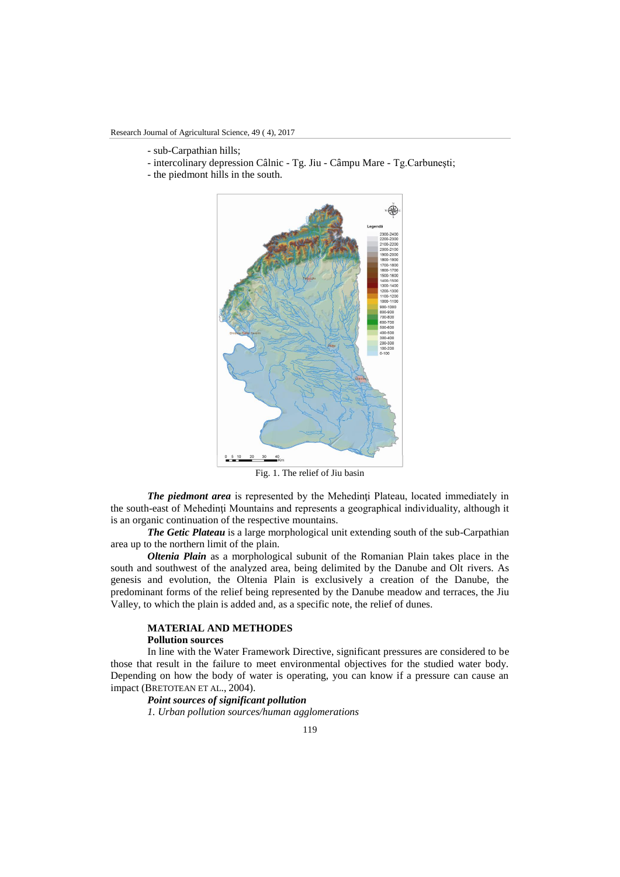- sub-Carpathian hills;
- intercolinary depression Câlnic - Tg. Jiu - Câmpu Mare - Tg.Carbunești;
- the piedmont hills in the south.

Fig. 1. The relief of Jiu basin

***The piedmont area*** is represented by the Mehedinți Plateau, located immediately in the south-east of Mehedinți Mountains and represents a geographical individuality, although it is an organic continuation of the respective mountains.

***The Getic Plateau*** is a large morphological unit extending south of the sub-Carpathian area up to the northern limit of the plain.

***Oltenia Plain*** as a morphological subunit of the Romanian Plain takes place in the south and southwest of the analyzed area, being delimited by the Danube and Olt rivers. As genesis and evolution, the Oltenia Plain is exclusively a creation of the Danube, the predominant forms of the relief being represented by the Danube meadow and terraces, the Jiu Valley, to which the plain is added and, as a specific note, the relief of dunes.

## MATERIAL AND METHODES

### Pollution sources

In line with the Water Framework Directive, significant pressures are considered to be those that result in the failure to meet environmental objectives for the studied water body. Depending on how the body of water is operating, you can know if a pressure can cause an impact (BRETOTEAN ET AL., 2004).

***Point sources of significant pollution***

*1. Urban pollution sources/human agglomerations*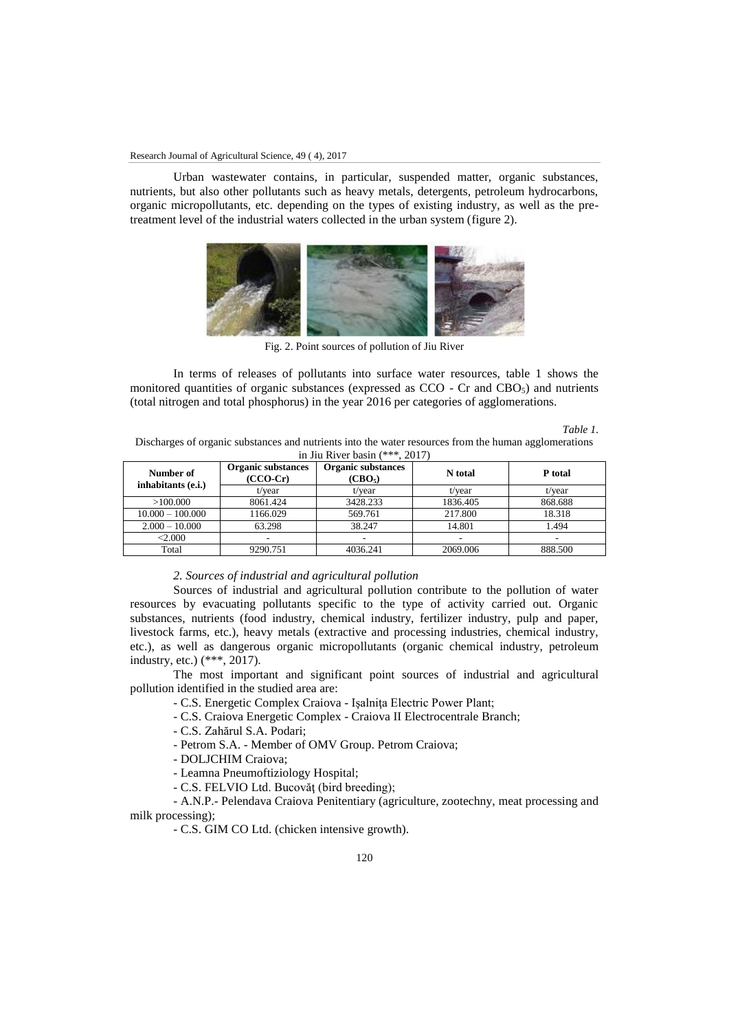Urban wastewater contains, in particular, suspended matter, organic substances, nutrients, but also other pollutants such as heavy metals, detergents, petroleum hydrocarbons, organic micropollutants, etc. depending on the types of existing industry, as well as the pre-treatment level of the industrial waters collected in the urban system (figure 2).

Fig. 2. Point sources of pollution of Jiu River

In terms of releases of pollutants into surface water resources, table 1 shows the monitored quantities of organic substances (expressed as CCO - Cr and $CBO_5$) and nutrients (total nitrogen and total phosphorus) in the year 2016 per categories of agglomerations.

*Table 1.*

Discharges of organic substances and nutrients into the water resources from the human agglomerations in Jiu River basin (***, 2017)

| Number of inhabitants (e.i.) | Organic substances (CCO-Cr) | Organic substances ($CBO_5$) | N total | P total |
|---|---|---|---|---|
| | t/year | t/year | t/year | t/year |
| >100.000 | 8061.424 | 3428.233 | 1836.405 | 868.688 |
| 10.000 – 100.000 | 1166.029 | 569.761 | 217.800 | 18.318 |
| 2.000 – 10.000 | 63.298 | 38.247 | 14.801 | 1.494 |
| <2.000 | - | - | - | - |
| Total | 9290.751 | 4036.241 | 2069.006 | 888.500 |

*2. Sources of industrial and agricultural pollution*

Sources of industrial and agricultural pollution contribute to the pollution of water resources by evacuating pollutants specific to the type of activity carried out. Organic substances, nutrients (food industry, chemical industry, fertilizer industry, pulp and paper, livestock farms, etc.), heavy metals (extractive and processing industries, chemical industry, etc.), as well as dangerous organic micropollutants (organic chemical industry, petroleum industry, etc.) (***, 2017).

The most important and significant point sources of industrial and agricultural pollution identified in the studied area are:

- C.S. Energetic Complex Craiova - Işalniţa Electric Power Plant;
- C.S. Craiova Energetic Complex - Craiova II Electrocentrale Branch;
- C.S. Zahărul S.A. Podari;
- Petrom S.A. - Member of OMV Group. Petrom Craiova;
- DOLJCHIM Craiova;
- Leamna Pneumoftiziology Hospital;
- C.S. FELVIO Ltd. Bucovăţ (bird breeding);
- A.N.P.- Pelendava Craiova Penitentiary (agriculture, zootechny, meat processing and milk processing);
- C.S. GIM CO Ltd. (chicken intensive growth).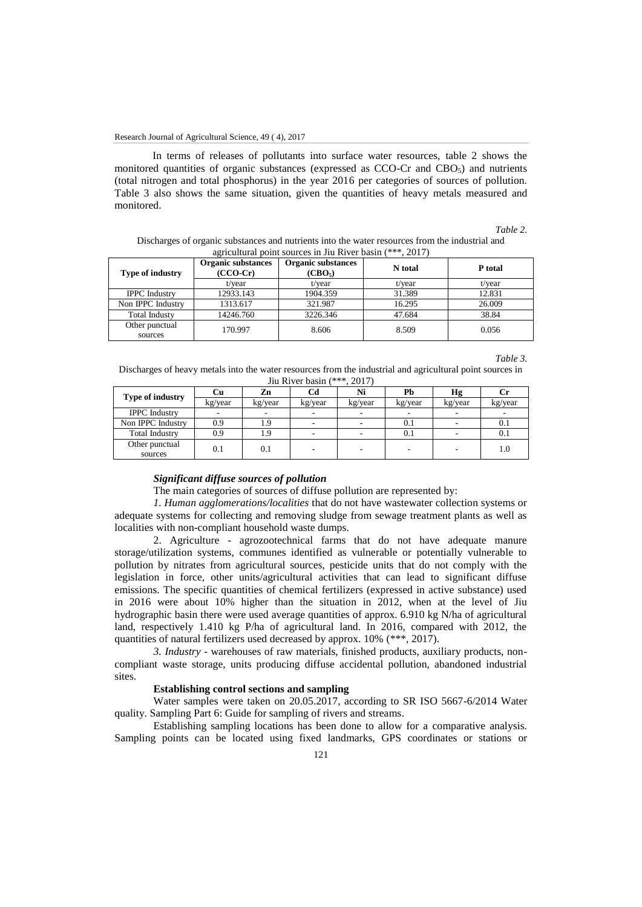In terms of releases of pollutants into surface water resources, table 2 shows the monitored quantities of organic substances (expressed as CCO-Cr and $CBO_5$) and nutrients (total nitrogen and total phosphorus) in the year 2016 per categories of sources of pollution. Table 3 also shows the same situation, given the quantities of heavy metals measured and monitored.

*Table 2.*

Discharges of organic substances and nutrients into the water resources from the industrial and agricultural point sources in Jiu River basin (***, 2017)

| Type of industry | Organic substances (CCO-Cr) | Organic substances ($CBO_5$) | N total | P total |
|---|---|---|---|---|
| | t/year | t/year | t/year | t/year |
| IPPC Industry | 12933.143 | 1904.359 | 31.389 | 12.831 |
| Non IPPC Industry | 1313.617 | 321.987 | 16.295 | 26.009 |
| Total Industy | 14246.760 | 3226.346 | 47.684 | 38.84 |
| Other punctual sources | 170.997 | 8.606 | 8.509 | 0.056 |

*Table 3.*

Discharges of heavy metals into the water resources from the industrial and agricultural point sources in Jiu River basin (***, 2017)

| Type of industry | Cu | Zn | Cd | Ni | Pb | Hg | Cr |
|---|---|---|---|---|---|---|---|
| | kg/year | kg/year | kg/year | kg/year | kg/year | kg/year | kg/year |
| IPPC Industry | - | - | - | - | - | - | - |
| Non IPPC Industry | 0.9 | 1.9 | - | - | 0.1 | - | 0.1 |
| Total Industry | 0.9 | 1.9 | - | - | 0.1 | - | 0.1 |
| Other punctual sources | 0.1 | 0.1 | - | - | - | - | 1.0 |

***Significant diffuse sources of pollution***

The main categories of sources of diffuse pollution are represented by:

*1. Human agglomerations/localities* that do not have wastewater collection systems or adequate systems for collecting and removing sludge from sewage treatment plants as well as localities with non-compliant household waste dumps.

2. Agriculture - agrozootechnical farms that do not have adequate manure storage/utilization systems, communes identified as vulnerable or potentially vulnerable to pollution by nitrates from agricultural sources, pesticide units that do not comply with the legislation in force, other units/agricultural activities that can lead to significant diffuse emissions. The specific quantities of chemical fertilizers (expressed in active substance) used in 2016 were about 10% higher than the situation in 2012, when at the level of Jiu hydrographic basin there were used average quantities of approx. 6.910 kg N/ha of agricultural land, respectively 1.410 kg P/ha of agricultural land. In 2016, compared with 2012, the quantities of natural fertilizers used decreased by approx. 10% (***, 2017).

*3. Industry* - warehouses of raw materials, finished products, auxiliary products, non-compliant waste storage, units producing diffuse accidental pollution, abandoned industrial sites.

**Establishing control sections and sampling**

Water samples were taken on 20.05.2017, according to SR ISO 5667-6/2014 Water quality. Sampling Part 6: Guide for sampling of rivers and streams.

Establishing sampling locations has been done to allow for a comparative analysis. Sampling points can be located using fixed landmarks, GPS coordinates or stations or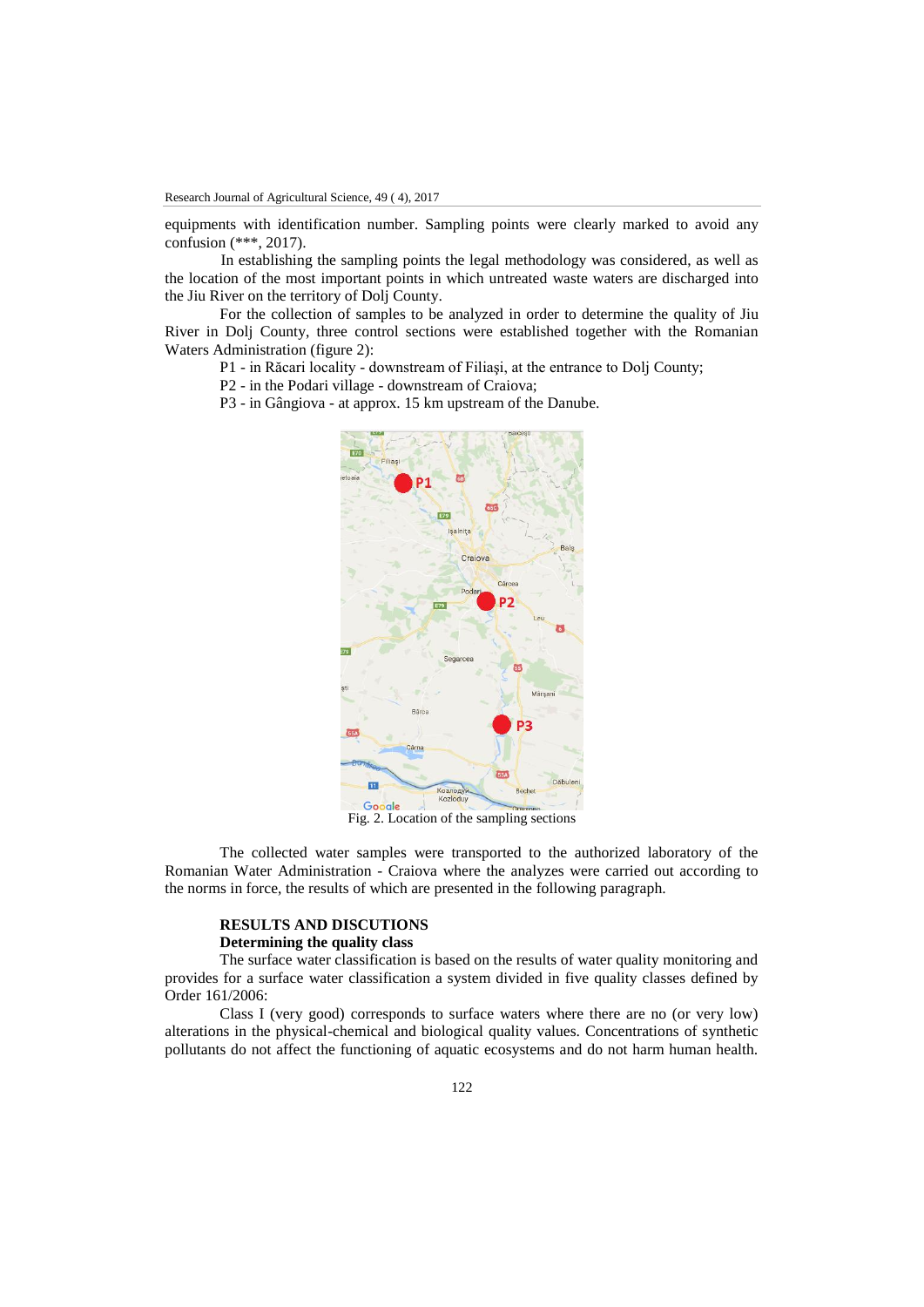equipments with identification number. Sampling points were clearly marked to avoid any confusion (***, 2017).

In establishing the sampling points the legal methodology was considered, as well as the location of the most important points in which untreated waste waters are discharged into the Jiu River on the territory of Dolj County.

For the collection of samples to be analyzed in order to determine the quality of Jiu River in Dolj County, three control sections were established together with the Romanian Waters Administration (figure 2):

P1 - in Răcari locality - downstream of Filiaşi, at the entrance to Dolj County;

P2 - in the Podari village - downstream of Craiova;

P3 - in Gângiova - at approx. 15 km upstream of the Danube.

Fig. 2. Location of the sampling sections

The collected water samples were transported to the authorized laboratory of the Romanian Water Administration - Craiova where the analyzes were carried out according to the norms in force, the results of which are presented in the following paragraph.

## RESULTS AND DISCUTIONS

### Determining the quality class

The surface water classification is based on the results of water quality monitoring and provides for a surface water classification a system divided in five quality classes defined by Order 161/2006:

Class I (very good) corresponds to surface waters where there are no (or very low) alterations in the physical-chemical and biological quality values. Concentrations of synthetic pollutants do not affect the functioning of aquatic ecosystems and do not harm human health.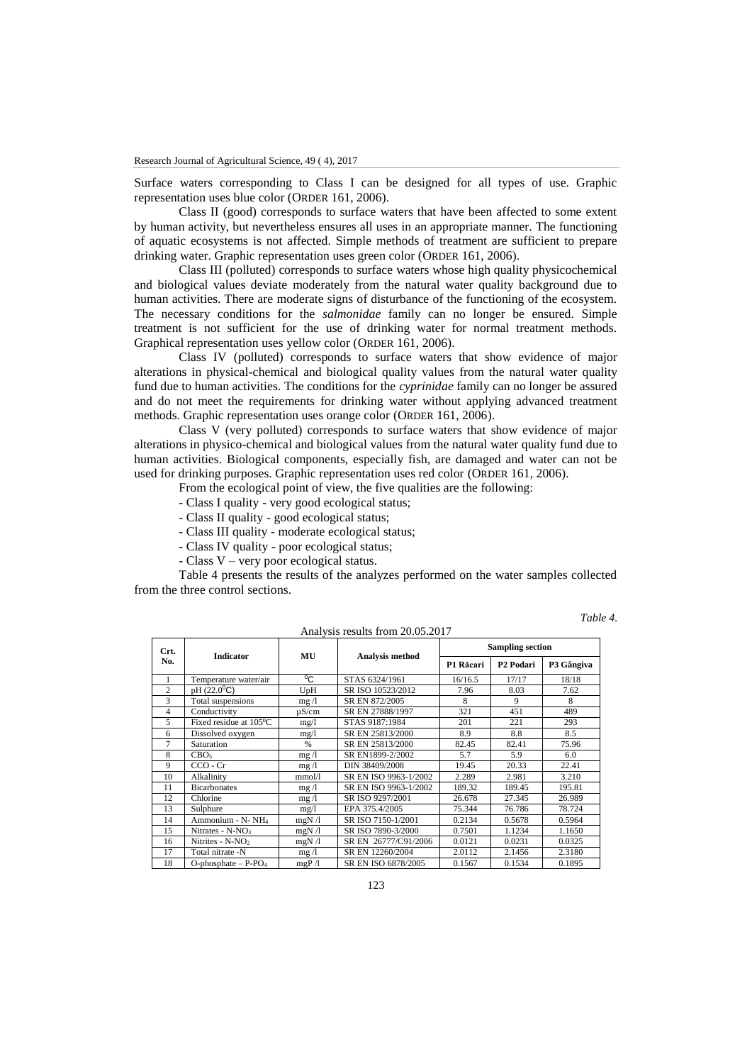Surface waters corresponding to Class I can be designed for all types of use. Graphic representation uses blue color (ORDER 161, 2006).

Class II (good) corresponds to surface waters that have been affected to some extent by human activity, but nevertheless ensures all uses in an appropriate manner. The functioning of aquatic ecosystems is not affected. Simple methods of treatment are sufficient to prepare drinking water. Graphic representation uses green color (ORDER 161, 2006).

Class III (polluted) corresponds to surface waters whose high quality physicochemical and biological values deviate moderately from the natural water quality background due to human activities. There are moderate signs of disturbance of the functioning of the ecosystem. The necessary conditions for the *salmonidae* family can no longer be ensured. Simple treatment is not sufficient for the use of drinking water for normal treatment methods. Graphical representation uses yellow color (ORDER 161, 2006).

Class IV (polluted) corresponds to surface waters that show evidence of major alterations in physical-chemical and biological quality values from the natural water quality fund due to human activities. The conditions for the *cyprinidae* family can no longer be assured and do not meet the requirements for drinking water without applying advanced treatment methods. Graphic representation uses orange color (ORDER 161, 2006).

Class V (very polluted) corresponds to surface waters that show evidence of major alterations in physico-chemical and biological values from the natural water quality fund due to human activities. Biological components, especially fish, are damaged and water can not be used for drinking purposes. Graphic representation uses red color (ORDER 161, 2006).

From the ecological point of view, the five qualities are the following:

- Class I quality - very good ecological status;
- Class II quality - good ecological status;
- Class III quality - moderate ecological status;
- Class IV quality - poor ecological status;
- Class V – very poor ecological status.

Table 4 presents the results of the analyzes performed on the water samples collected from the three control sections.

*Table 4.*

Analysis results from 20.05.2017

| Crt. No. | Indicator | MU | Analysis method | Sampling section | | |
|---|---|---|---|---|---|---|
| | | | | P1 Răcari | P2 Podari | P3 Gângiva |
| 1 | Temperature water/air | $^0$C | STAS 6324/1961 | 16/16.5 | 17/17 | 18/18 |
| 2 | pH (22.0$^0$C) | UpH | SR ISO 10523/2012 | 7.96 | 8.03 | 7.62 |
| 3 | Total suspensions | mg /l | SR EN 872/2005 | 8 | 9 | 8 |
| 4 | Conductivity | µS/cm | SR EN 27888/1997 | 321 | 451 | 489 |
| 5 | Fixed residue at 105$^0$C | mg/l | STAS 9187:1984 | 201 | 221 | 293 |
| 6 | Dissolved oxygen | mg/l | SR EN 25813/2000 | 8.9 | 8.8 | 8.5 |
| 7 | Saturation | % | SR EN 25813/2000 | 82.45 | 82.41 | 75.96 |
| 8 | $CBO_5$ | mg /l | SR EN1899-2/2002 | 5.7 | 5.9 | 6.0 |
| 9 | CCO - Cr | mg /l | DIN 38409/2008 | 19.45 | 20.33 | 22.41 |
| 10 | Alkalinity | mmol/l | SR EN ISO 9963-1/2002 | 2.289 | 2.981 | 3.210 |
| 11 | Bicarbonates | mg /l | SR EN ISO 9963-1/2002 | 189.32 | 189.45 | 195.81 |
| 12 | Chlorine | mg /l | SR ISO 9297/2001 | 26.678 | 27.345 | 26.989 |
| 13 | Sulphure | mg/l | EPA 375.4/2005 | 75.344 | 76.786 | 78.724 |
| 14 | Ammonium - N- $NH_4$ | mgN /l | SR ISO 7150-1/2001 | 0.2134 | 0.5678 | 0.5964 |
| 15 | Nitrates - N-$NO_3$ | mgN /l | SR ISO 7890-3/2000 | 0.7501 | 1.1234 | 1.1650 |
| 16 | Nitrites - N-$NO_2$ | mgN /l | SR EN 26777/C91/2006 | 0.0121 | 0.0231 | 0.0325 |
| 17 | Total nitrate -N | mg /l | SR EN 12260/2004 | 2.0112 | 2.1456 | 2.3180 |
| 18 | O-phosphate – P-$PO_4$ | mgP /l | SR EN ISO 6878/2005 | 0.1567 | 0.1534 | 0.1895 |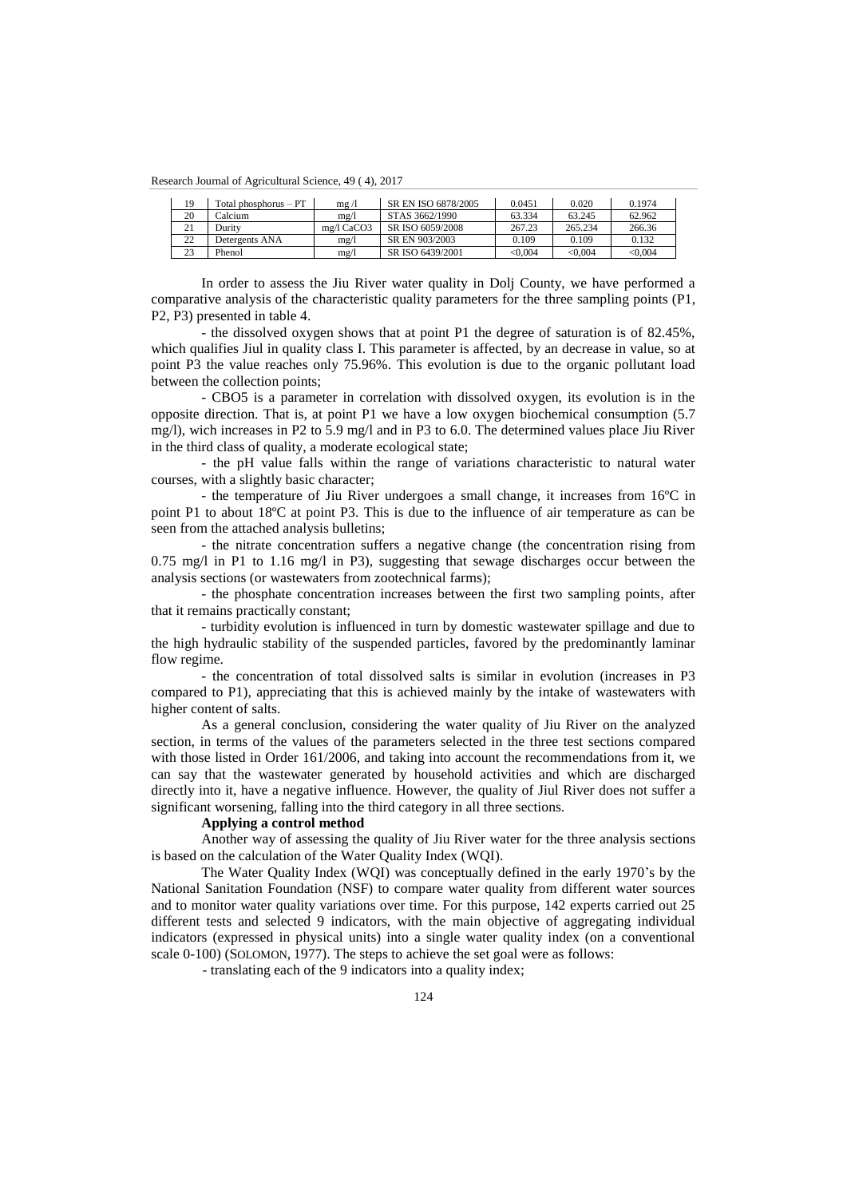| 19 | Total phosphorus – PT | mg /l | SR EN ISO 6878/2005 | 0.0451 | 0.020 | 0.1974 |
|---|---|---|---|---|---|---|
| 20 | Calcium | mg/l | STAS 3662/1990 | 63.334 | 63.245 | 62.962 |
| 21 | Durity | mg/l CaCO3 | SR ISO 6059/2008 | 267.23 | 265.234 | 266.36 |
| 22 | Detergents ANA | mg/l | SR EN 903/2003 | 0.109 | 0.109 | 0.132 |
| 23 | Phenol | mg/l | SR ISO 6439/2001 | <0,004 | <0,004 | <0,004 |

In order to assess the Jiu River water quality in Dolj County, we have performed a comparative analysis of the characteristic quality parameters for the three sampling points (P1, P2, P3) presented in table 4.

- the dissolved oxygen shows that at point P1 the degree of saturation is of 82.45%, which qualifies Jiul in quality class I. This parameter is affected, by an decrease in value, so at point P3 the value reaches only 75.96%. This evolution is due to the organic pollutant load between the collection points;

- CBO5 is a parameter in correlation with dissolved oxygen, its evolution is in the opposite direction. That is, at point P1 we have a low oxygen biochemical consumption (5.7 mg/l), wich increases in P2 to 5.9 mg/l and in P3 to 6.0. The determined values place Jiu River in the third class of quality, a moderate ecological state;

- the pH value falls within the range of variations characteristic to natural water courses, with a slightly basic character;

- the temperature of Jiu River undergoes a small change, it increases from 16ºC in point P1 to about 18ºC at point P3. This is due to the influence of air temperature as can be seen from the attached analysis bulletins;

- the nitrate concentration suffers a negative change (the concentration rising from 0.75 mg/l in P1 to 1.16 mg/l in P3), suggesting that sewage discharges occur between the analysis sections (or wastewaters from zootechnical farms);

- the phosphate concentration increases between the first two sampling points, after that it remains practically constant;

- turbidity evolution is influenced in turn by domestic wastewater spillage and due to the high hydraulic stability of the suspended particles, favored by the predominantly laminar flow regime.

- the concentration of total dissolved salts is similar in evolution (increases in P3 compared to P1), appreciating that this is achieved mainly by the intake of wastewaters with higher content of salts.

As a general conclusion, considering the water quality of Jiu River on the analyzed section, in terms of the values of the parameters selected in the three test sections compared with those listed in Order 161/2006, and taking into account the recommendations from it, we can say that the wastewater generated by household activities and which are discharged directly into it, have a negative influence. However, the quality of Jiul River does not suffer a significant worsening, falling into the third category in all three sections.

**Applying a control method**

Another way of assessing the quality of Jiu River water for the three analysis sections is based on the calculation of the Water Quality Index (WQI).

The Water Quality Index (WQI) was conceptually defined in the early 1970's by the National Sanitation Foundation (NSF) to compare water quality from different water sources and to monitor water quality variations over time. For this purpose, 142 experts carried out 25 different tests and selected 9 indicators, with the main objective of aggregating individual indicators (expressed in physical units) into a single water quality index (on a conventional scale 0-100) (SOLOMON, 1977). The steps to achieve the set goal were as follows:

- translating each of the 9 indicators into a quality index;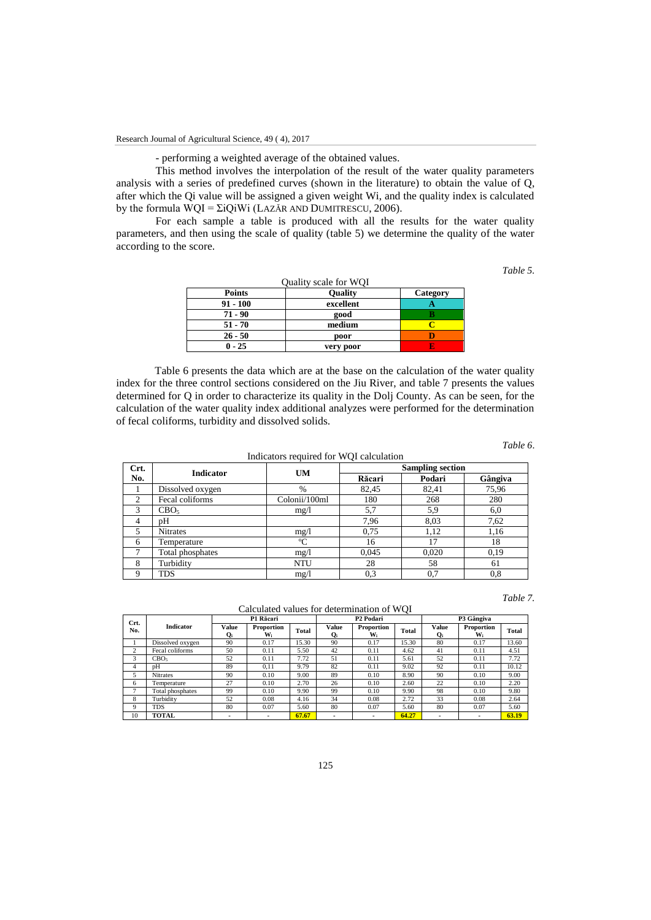- performing a weighted average of the obtained values.

This method involves the interpolation of the result of the water quality parameters analysis with a series of predefined curves (shown in the literature) to obtain the value of Q, after which the Qi value will be assigned a given weight Wi, and the quality index is calculated by the formula WQI = ΣiQiWi (LAZĂR AND DUMITRESCU, 2006).

For each sample a table is produced with all the results for the water quality parameters, and then using the scale of quality (table 5) we determine the quality of the water according to the score.

*Table 5.*

Quality scale for WQI

| Points | Quality | Category |
|---|---|---|
| 91 - 100 | excellent | A |
| 71 - 90 | good | B |
| 51 - 70 | medium | C |
| 26 - 50 | poor | D |
| 0 - 25 | very poor | E |

Table 6 presents the data which are at the base on the calculation of the water quality index for the three control sections considered on the Jiu River, and table 7 presents the values determined for Q in order to characterize its quality in the Dolj County. As can be seen, for the calculation of the water quality index additional analyzes were performed for the determination of fecal coliforms, turbidity and dissolved solids.

*Table 6.*

Indicators required for WQI calculation

| Crt. No. | Indicator | UM | Sampling section | | |
|---|---|---|---|---|---|
| | | | Răcari | Podari | Gângiva |
| 1 | Dissolved oxygen | % | 82,45 | 82,41 | 75,96 |
| 2 | Fecal coliforms | Colonii/100ml | 180 | 268 | 280 |
| 3 | $CBO_5$ | mg/l | 5,7 | 5,9 | 6,0 |
| 4 | pH | | 7,96 | 8,03 | 7,62 |
| 5 | Nitrates | mg/l | 0,75 | 1,12 | 1,16 |
| 6 | Temperature | °C | 16 | 17 | 18 |
| 7 | Total phosphates | mg/l | 0,045 | 0,020 | 0,19 |
| 8 | Turbidity | NTU | 28 | 58 | 61 |
| 9 | TDS | mg/l | 0,3 | 0,7 | 0,8 |

*Table 7.*

Calculated values for determination of WQI

| Crt. No. | Indicator | P1 Răcari | | | P2 Podari | | | P3 Gângiva | | |
|---|---|---|---|---|---|---|---|---|---|---|
| | | Value $Q_i$ | Proportion $W_i$ | Total | Value $Q_i$ | Proportion $W_i$ | Total | Value $Q_i$ | Proportion $W_i$ | Total |
| 1 | Dissolved oxygen | 90 | 0.17 | 15.30 | 90 | 0.17 | 15.30 | 80 | 0.17 | 13.60 |
| 2 | Fecal coliforms | 50 | 0.11 | 5.50 | 42 | 0.11 | 4.62 | 41 | 0.11 | 4.51 |
| 3 | $CBO_5$ | 52 | 0.11 | 7.72 | 51 | 0.11 | 5.61 | 52 | 0.11 | 7.72 |
| 4 | pH | 89 | 0,11 | 9.79 | 82 | 0.11 | 9.02 | 92 | 0.11 | 10.12 |
| 5 | Nitrates | 90 | 0.10 | 9.00 | 89 | 0.10 | 8.90 | 90 | 0.10 | 9.00 |
| 6 | Temperature | 27 | 0.10 | 2.70 | 26 | 0.10 | 2.60 | 22 | 0.10 | 2.20 |
| 7 | Total phosphates | 99 | 0.10 | 9.90 | 99 | 0.10 | 9.90 | 98 | 0.10 | 9.80 |
| 8 | Turbidity | 52 | 0.08 | 4.16 | 34 | 0.08 | 2.72 | 33 | 0.08 | 2.64 |
| 9 | TDS | 80 | 0.07 | 5.60 | 80 | 0.07 | 5.60 | 80 | 0.07 | 5.60 |
| 10 | TOTAL | - | - | 67.67 | - | - | 64.27 | - | - | 63.19 |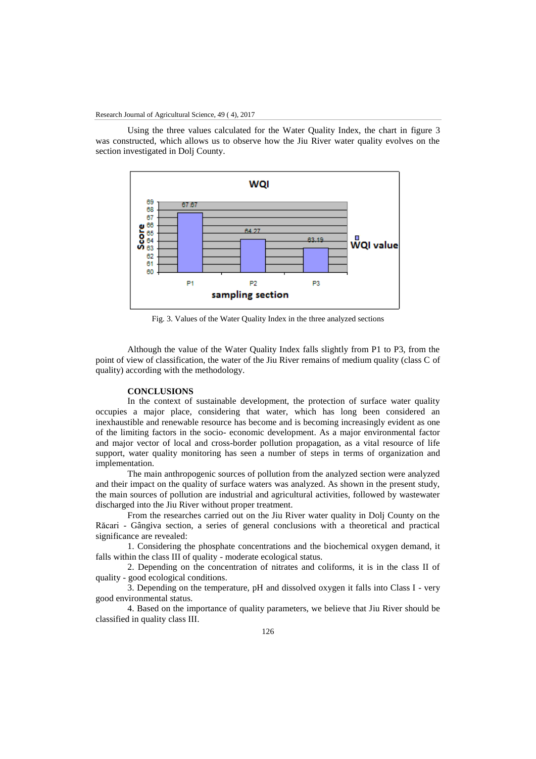Using the three values calculated for the Water Quality Index, the chart in figure 3 was constructed, which allows us to observe how the Jiu River water quality evolves on the section investigated in Dolj County.

Fig. 3. Values of the Water Quality Index in the three analyzed sections

Although the value of the Water Quality Index falls slightly from P1 to P3, from the point of view of classification, the water of the Jiu River remains of medium quality (class C of quality) according with the methodology.

## CONCLUSIONS

In the context of sustainable development, the protection of surface water quality occupies a major place, considering that water, which has long been considered an inexhaustible and renewable resource has become and is becoming increasingly evident as one of the limiting factors in the socio- economic development. As a major environmental factor and major vector of local and cross-border pollution propagation, as a vital resource of life support, water quality monitoring has seen a number of steps in terms of organization and implementation.

The main anthropogenic sources of pollution from the analyzed section were analyzed and their impact on the quality of surface waters was analyzed. As shown in the present study, the main sources of pollution are industrial and agricultural activities, followed by wastewater discharged into the Jiu River without proper treatment.

From the researches carried out on the Jiu River water quality in Dolj County on the Răcari - Gângiva section, a series of general conclusions with a theoretical and practical significance are revealed:

1. Considering the phosphate concentrations and the biochemical oxygen demand, it falls within the class III of quality - moderate ecological status.

2. Depending on the concentration of nitrates and coliforms, it is in the class II of quality - good ecological conditions.

3. Depending on the temperature, pH and dissolved oxygen it falls into Class I - very good environmental status.

4. Based on the importance of quality parameters, we believe that Jiu River should be classified in quality class III.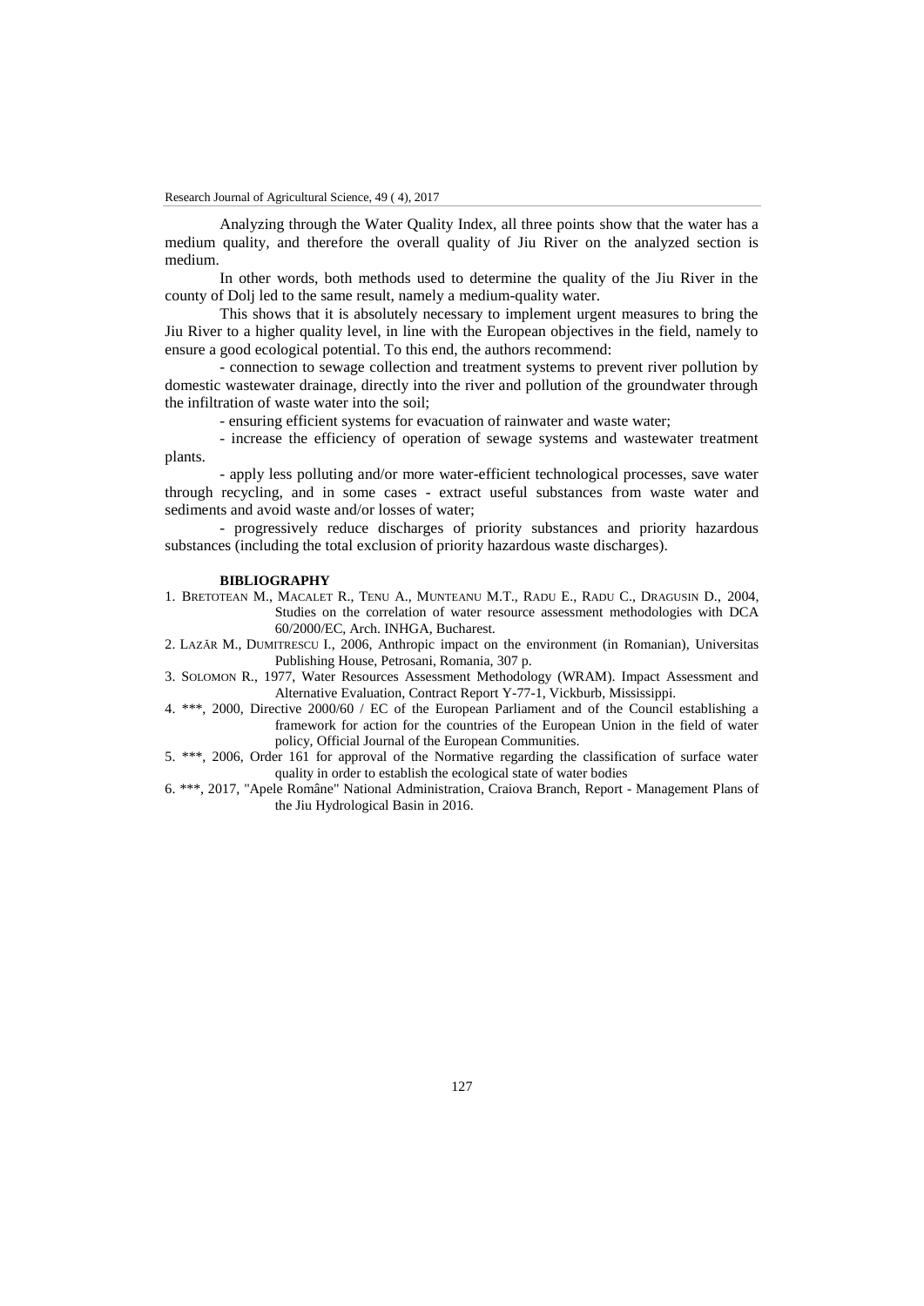Analyzing through the Water Quality Index, all three points show that the water has a medium quality, and therefore the overall quality of Jiu River on the analyzed section is medium.

In other words, both methods used to determine the quality of the Jiu River in the county of Dolj led to the same result, namely a medium-quality water.

This shows that it is absolutely necessary to implement urgent measures to bring the Jiu River to a higher quality level, in line with the European objectives in the field, namely to ensure a good ecological potential. To this end, the authors recommend:

- connection to sewage collection and treatment systems to prevent river pollution by domestic wastewater drainage, directly into the river and pollution of the groundwater through the infiltration of waste water into the soil;
- ensuring efficient systems for evacuation of rainwater and waste water;
- increase the efficiency of operation of sewage systems and wastewater treatment plants.
- apply less polluting and/or more water-efficient technological processes, save water through recycling, and in some cases - extract useful substances from waste water and sediments and avoid waste and/or losses of water;
- progressively reduce discharges of priority substances and priority hazardous substances (including the total exclusion of priority hazardous waste discharges).

## BIBLIOGRAPHY

1. BRETOTEAN M., MACALET R., TENU A., MUNTEANU M.T., RADU E., RADU C., DRAGUSIN D., 2004, Studies on the correlation of water resource assessment methodologies with DCA 60/2000/EC, Arch. INHGA, Bucharest.
2. LAZĂR M., DUMITRESCU I., 2006, Anthropic impact on the environment (in Romanian), Universitas Publishing House, Petrosani, Romania, 307 p.
3. SOLOMON R., 1977, Water Resources Assessment Methodology (WRAM). Impact Assessment and Alternative Evaluation, Contract Report Y-77-1, Vickburb, Mississippi.
4. ***, 2000, Directive 2000/60 / EC of the European Parliament and of the Council establishing a framework for action for the countries of the European Union in the field of water policy, Official Journal of the European Communities.
5. ***, 2006, Order 161 for approval of the Normative regarding the classification of surface water quality in order to establish the ecological state of water bodies
6. ***, 2017, "Apele Române" National Administration, Craiova Branch, Report - Management Plans of the Jiu Hydrological Basin in 2016.